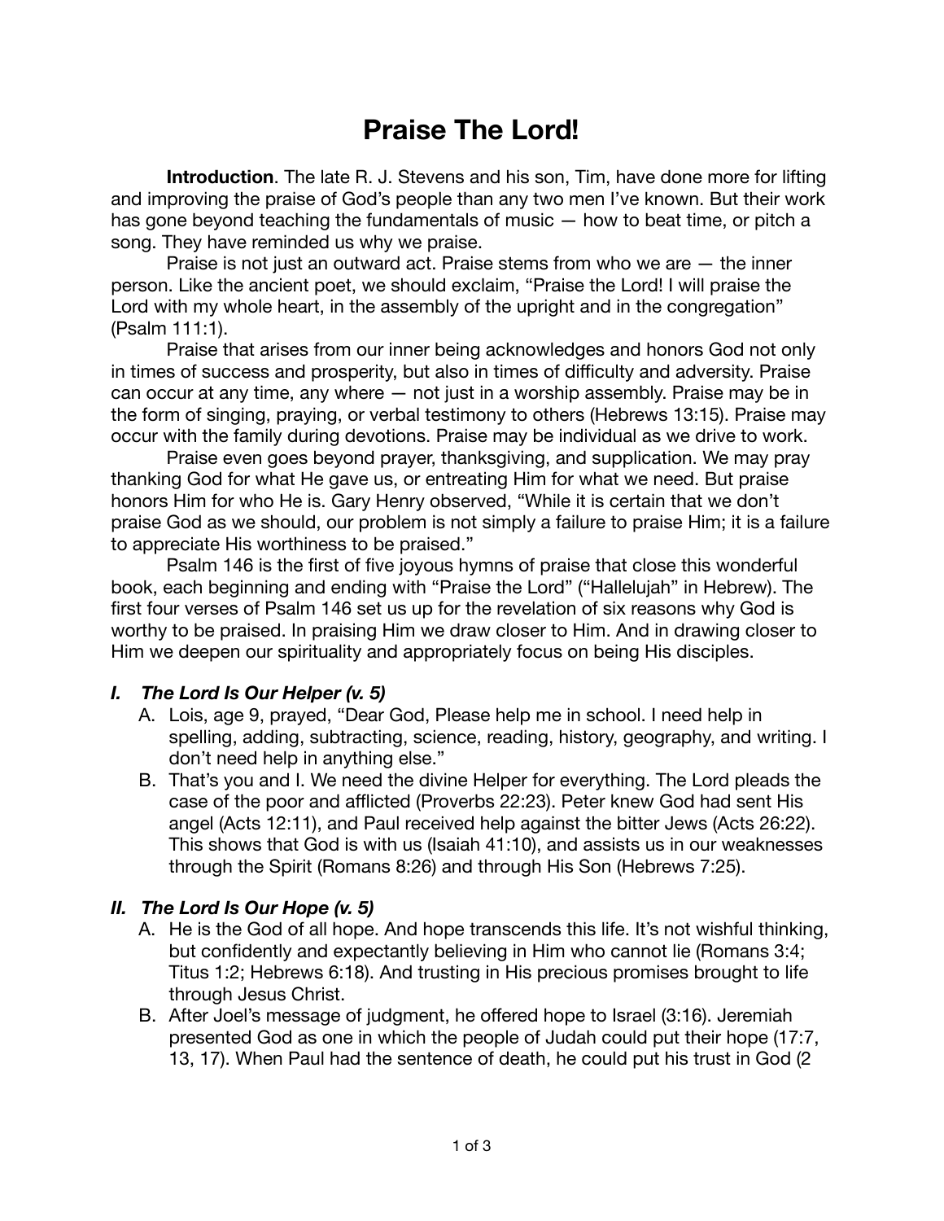# Praise The Lord!

**Introduction**. The late R. J. Stevens and his son, Tim, have done more for lifting and improving the praise of God's people than any two men I've known. But their work has gone beyond teaching the fundamentals of music — how to beat time, or pitch a song. They have reminded us why we praise.

Praise is not just an outward act. Praise stems from who we are — the inner person. Like the ancient poet, we should exclaim, "Praise the Lord! I will praise the Lord with my whole heart, in the assembly of the upright and in the congregation" (Psalm 111:1).

Praise that arises from our inner being acknowledges and honors God not only in times of success and prosperity, but also in times of difficulty and adversity. Praise can occur at any time, any where — not just in a worship assembly. Praise may be in the form of singing, praying, or verbal testimony to others (Hebrews 13:15). Praise may occur with the family during devotions. Praise may be individual as we drive to work.

Praise even goes beyond prayer, thanksgiving, and supplication. We may pray thanking God for what He gave us, or entreating Him for what we need. But praise honors Him for who He is. Gary Henry observed, "While it is certain that we don't praise God as we should, our problem is not simply a failure to praise Him; it is a failure to appreciate His worthiness to be praised."

Psalm 146 is the first of five joyous hymns of praise that close this wonderful book, each beginning and ending with "Praise the Lord" ("Hallelujah" in Hebrew). The first four verses of Psalm 146 set us up for the revelation of six reasons why God is worthy to be praised. In praising Him we draw closer to Him. And in drawing closer to Him we deepen our spirituality and appropriately focus on being His disciples.

### *I. The Lord Is Our Helper (v. 5)*

A. Lois, age 9, prayed, "Dear God, Please help me in school. I need help in spelling, adding, subtracting, science, reading, history, geography, and writing. I don't need help in anything else."

B. That's you and I. We need the divine Helper for everything. The Lord pleads the case of the poor and afflicted (Proverbs 22:23). Peter knew God had sent His angel (Acts 12:11), and Paul received help against the bitter Jews (Acts 26:22). This shows that God is with us (Isaiah 41:10), and assists us in our weaknesses through the Spirit (Romans 8:26) and through His Son (Hebrews 7:25).

### *II. The Lord Is Our Hope (v. 5)*

A. He is the God of all hope. And hope transcends this life. It's not wishful thinking, but confidently and expectantly believing in Him who cannot lie (Romans 3:4; Titus 1:2; Hebrews 6:18). And trusting in His precious promises brought to life through Jesus Christ.

B. After Joel's message of judgment, he offered hope to Israel (3:16). Jeremiah presented God as one in which the people of Judah could put their hope (17:7, 13, 17). When Paul had the sentence of death, he could put his trust in God (2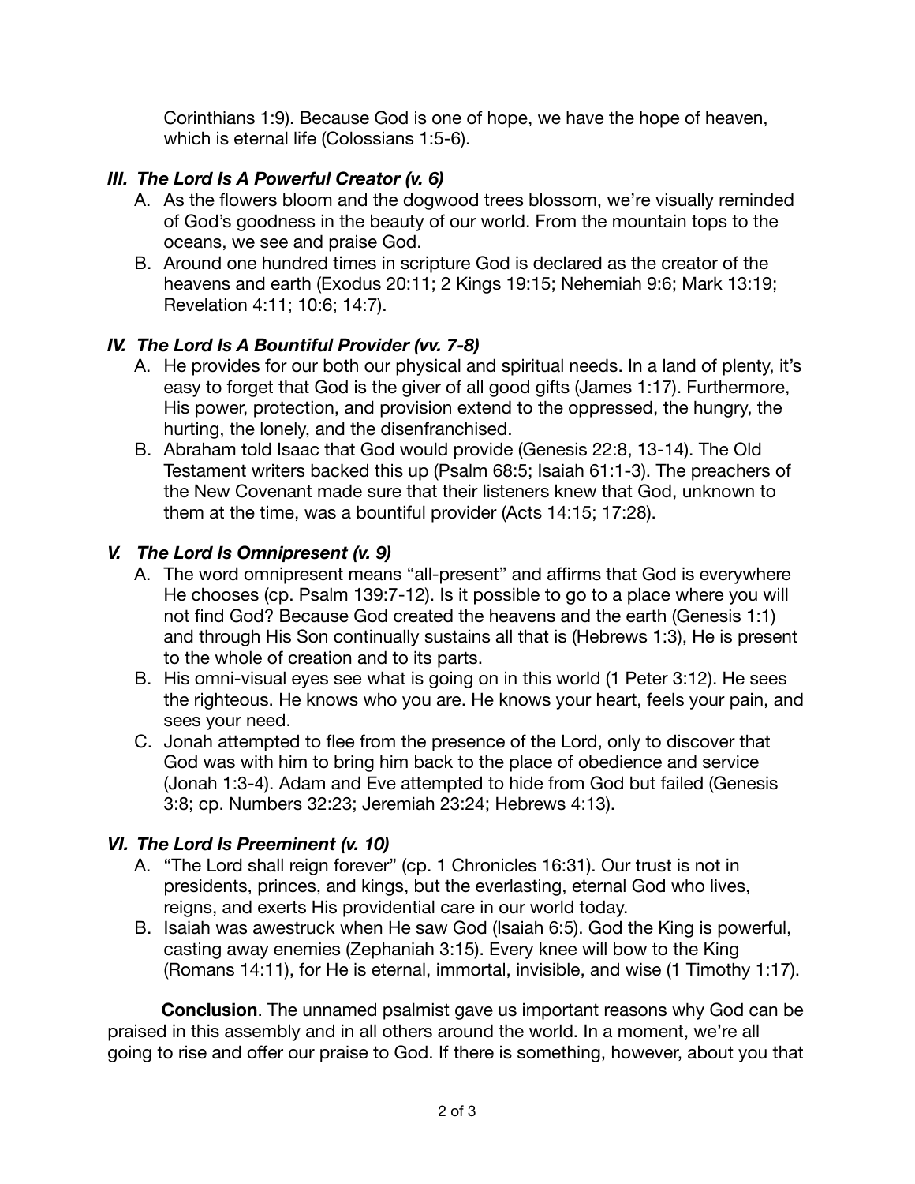Corinthians 1:9). Because God is one of hope, we have the hope of heaven, which is eternal life (Colossians 1:5-6).

### *III. The Lord Is A Powerful Creator (v. 6)*

A. As the flowers bloom and the dogwood trees blossom, we're visually reminded of God's goodness in the beauty of our world. From the mountain tops to the oceans, we see and praise God.

B. Around one hundred times in scripture God is declared as the creator of the heavens and earth (Exodus 20:11; 2 Kings 19:15; Nehemiah 9:6; Mark 13:19; Revelation 4:11; 10:6; 14:7).

### *IV. The Lord Is A Bountiful Provider (vv. 7-8)*

A. He provides for our both our physical and spiritual needs. In a land of plenty, it's easy to forget that God is the giver of all good gifts (James 1:17). Furthermore, His power, protection, and provision extend to the oppressed, the hungry, the hurting, the lonely, and the disenfranchised.

B. Abraham told Isaac that God would provide (Genesis 22:8, 13-14). The Old Testament writers backed this up (Psalm 68:5; Isaiah 61:1-3). The preachers of the New Covenant made sure that their listeners knew that God, unknown to them at the time, was a bountiful provider (Acts 14:15; 17:28).

### *V. The Lord Is Omnipresent (v. 9)*

A. The word omnipresent means "all-present" and affirms that God is everywhere He chooses (cp. Psalm 139:7-12). Is it possible to go to a place where you will not find God? Because God created the heavens and the earth (Genesis 1:1) and through His Son continually sustains all that is (Hebrews 1:3), He is present to the whole of creation and to its parts.

B. His omni-visual eyes see what is going on in this world (1 Peter 3:12). He sees the righteous. He knows who you are. He knows your heart, feels your pain, and sees your need.

C. Jonah attempted to flee from the presence of the Lord, only to discover that God was with him to bring him back to the place of obedience and service (Jonah 1:3-4). Adam and Eve attempted to hide from God but failed (Genesis 3:8; cp. Numbers 32:23; Jeremiah 23:24; Hebrews 4:13).

### *VI. The Lord Is Preeminent (v. 10)*

A. "The Lord shall reign forever" (cp. 1 Chronicles 16:31). Our trust is not in presidents, princes, and kings, but the everlasting, eternal God who lives, reigns, and exerts His providential care in our world today.

B. Isaiah was awestruck when He saw God (Isaiah 6:5). God the King is powerful, casting away enemies (Zephaniah 3:15). Every knee will bow to the King (Romans 14:11), for He is eternal, immortal, invisible, and wise (1 Timothy 1:17).

**Conclusion**. The unnamed psalmist gave us important reasons why God can be praised in this assembly and in all others around the world. In a moment, we're all going to rise and offer our praise to God. If there is something, however, about you that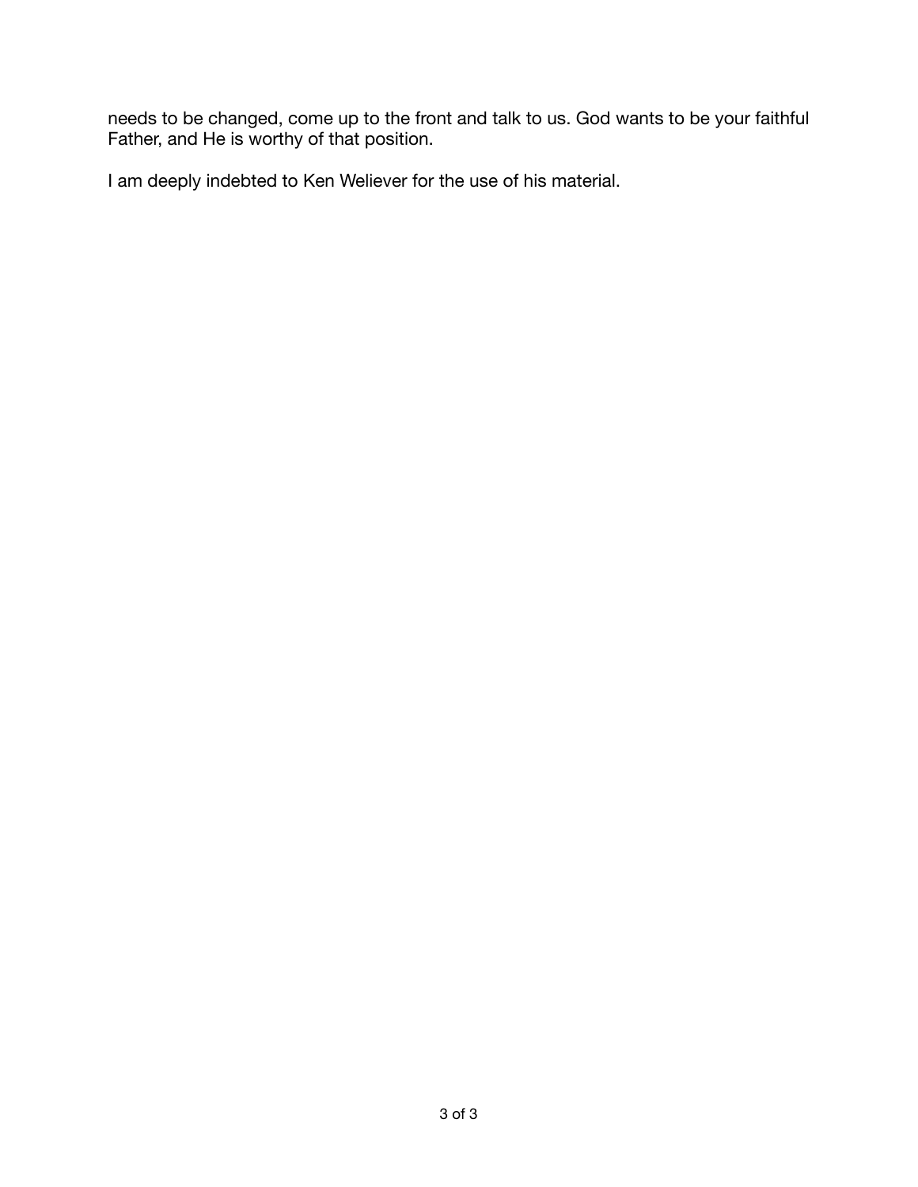needs to be changed, come up to the front and talk to us. God wants to be your faithful Father, and He is worthy of that position.

I am deeply indebted to Ken Weliever for the use of his material.